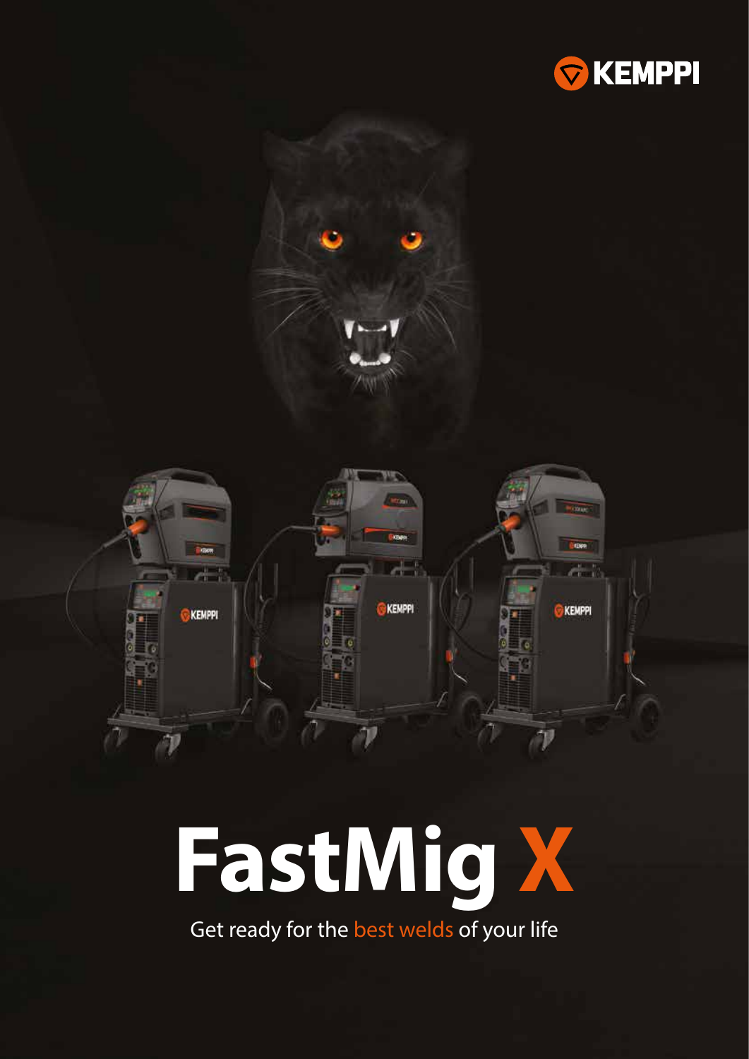KEMPPI

# FastMig X

Get ready for the best welds of your life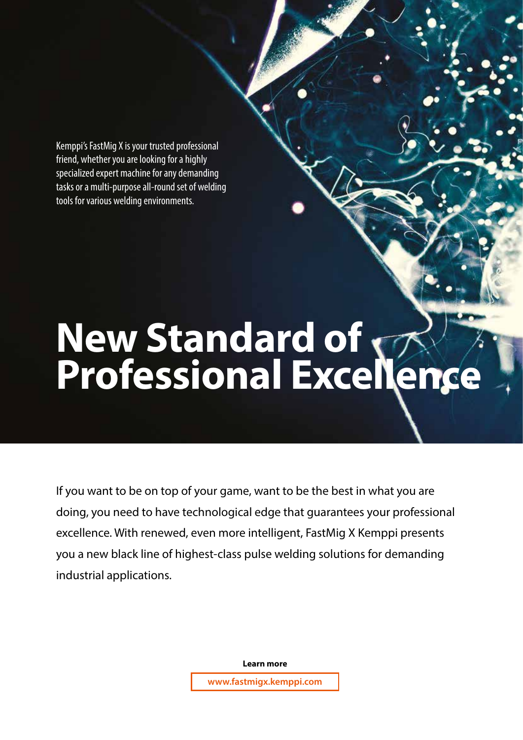Kemppi's FastMig X is your trusted professional friend, whether you are looking for a highly specialized expert machine for any demanding tasks or a multi-purpose all-round set of welding tools for various welding environments.

# New Standard of Professional Excellence

If you want to be on top of your game, want to be the best in what you are doing, you need to have technological edge that guarantees your professional excellence. With renewed, even more intelligent, FastMig X Kemppi presents you a new black line of highest-class pulse welding solutions for demanding industrial applications.

**Learn more**

www.fastmigx.kemppi.com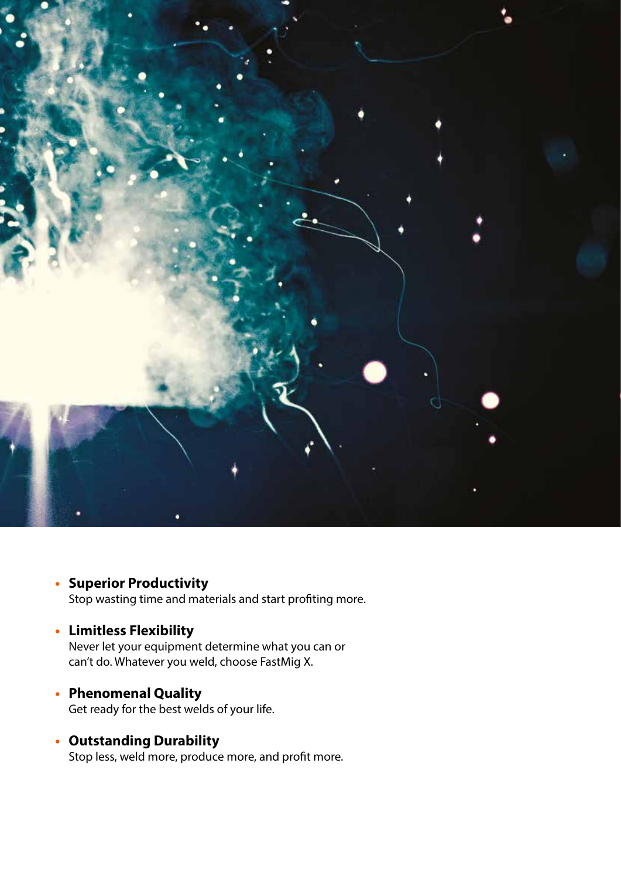- **Superior Productivity**
  Stop wasting time and materials and start profiting more.

- **Limitless Flexibility**
  Never let your equipment determine what you can or can't do. Whatever you weld, choose FastMig X.

- **Phenomenal Quality**
  Get ready for the best welds of your life.

- **Outstanding Durability**
  Stop less, weld more, produce more, and profit more.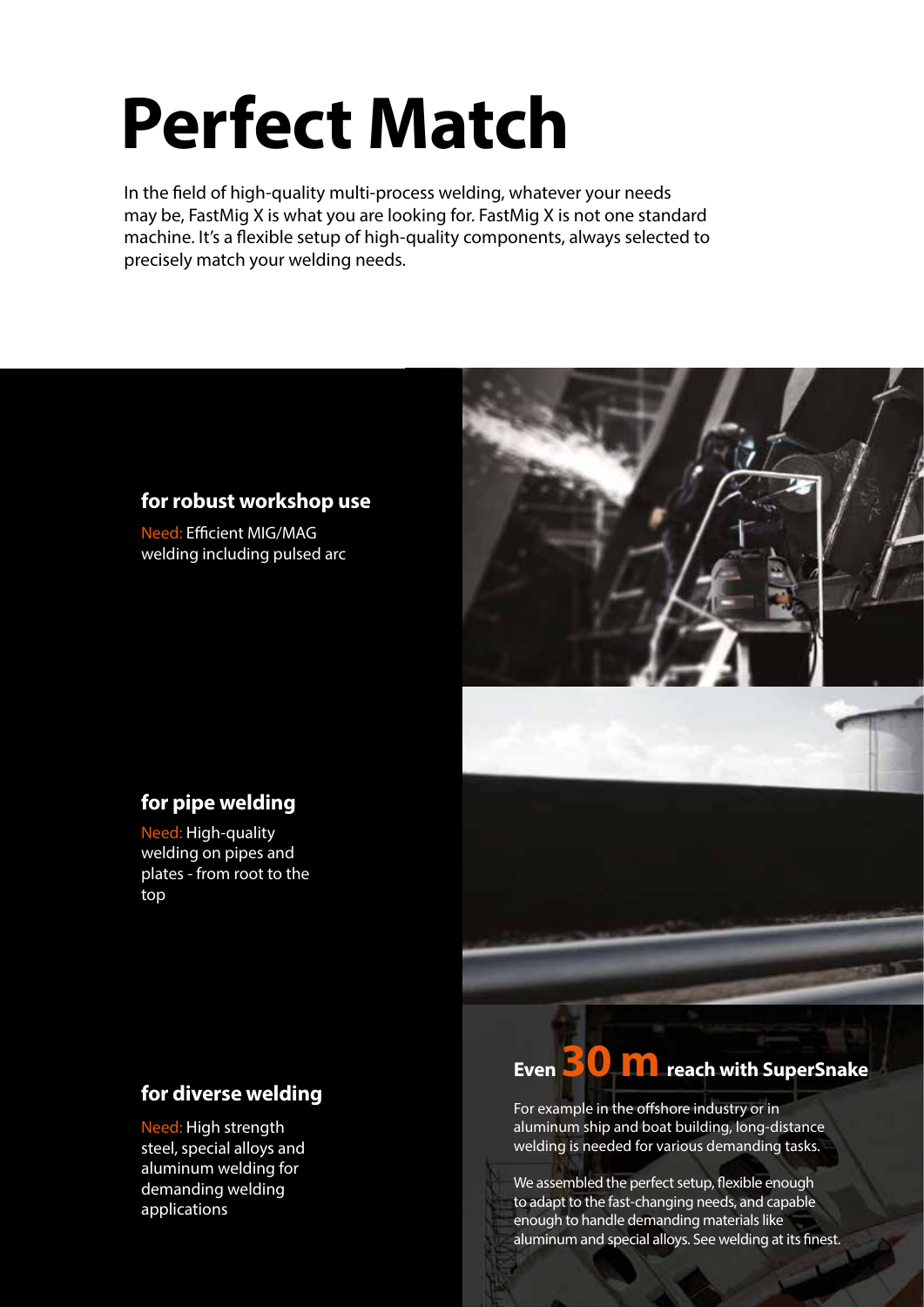# Perfect Match

In the field of high-quality multi-process welding, whatever your needs may be, FastMig X is what you are looking for. FastMig X is not one standard machine. It's a flexible setup of high-quality components, always selected to precisely match your welding needs.

### for robust workshop use

Need: Efficient MIG/MAG welding including pulsed arc

### for pipe welding

Need: High-quality welding on pipes and plates - from root to the top

### for diverse welding

Need: High strength steel, special alloys and aluminum welding for demanding welding applications

## Even 30 m reach with SuperSnake

For example in the offshore industry or in aluminum ship and boat building, long-distance welding is needed for various demanding tasks.

We assembled the perfect setup, flexible enough to adapt to the fast-changing needs, and capable enough to handle demanding materials like aluminum and special alloys. See welding at its finest.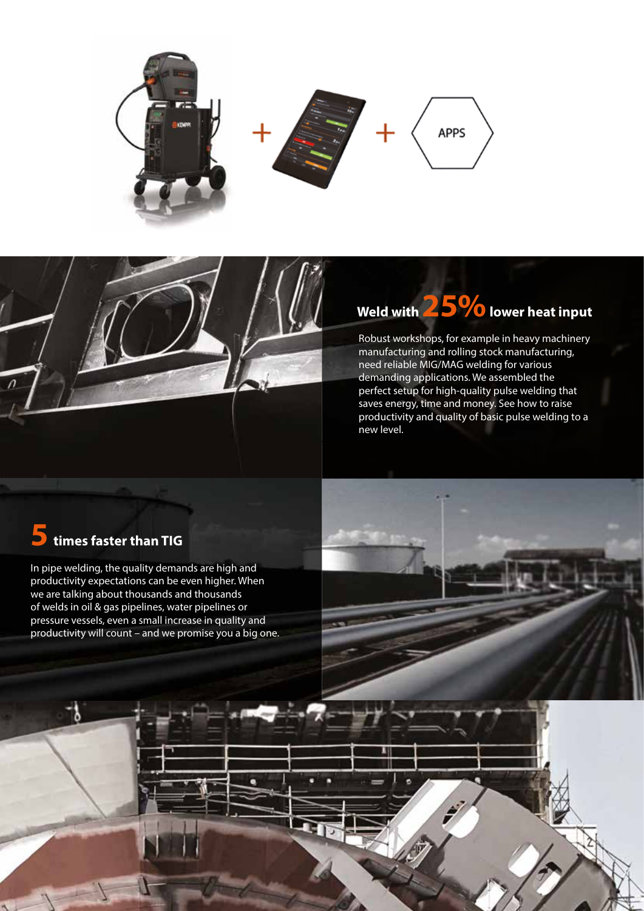## Weld with 25% lower heat input

Robust workshops, for example in heavy machinery manufacturing and rolling stock manufacturing, need reliable MIG/MAG welding for various demanding applications. We assembled the perfect setup for high-quality pulse welding that saves energy, time and money. See how to raise productivity and quality of basic pulse welding to a new level.

## 5 times faster than TIG

In pipe welding, the quality demands are high and productivity expectations can be even higher. When we are talking about thousands and thousands of welds in oil & gas pipelines, water pipelines or pressure vessels, even a small increase in quality and productivity will count – and we promise you a big one.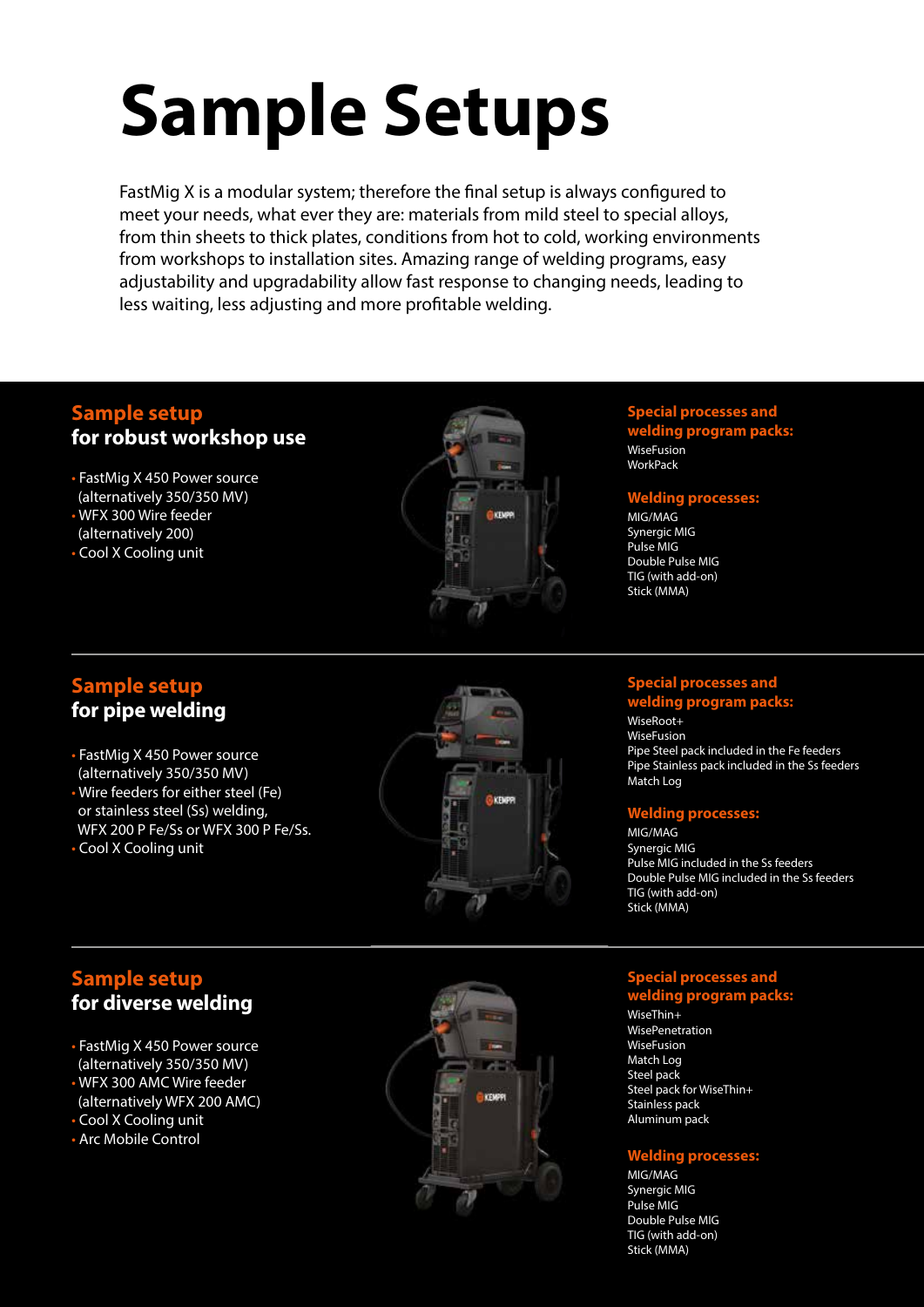# Sample Setups

FastMig X is a modular system; therefore the final setup is always configured to meet your needs, what ever they are: materials from mild steel to special alloys, from thin sheets to thick plates, conditions from hot to cold, working environments from workshops to installation sites. Amazing range of welding programs, easy adjustability and upgradability allow fast response to changing needs, leading to less waiting, less adjusting and more profitable welding.

## Sample setup for robust workshop use

- FastMig X 450 Power source (alternatively 350/350 MV)
- WFX 300 Wire feeder (alternatively 200)
- Cool X Cooling unit

**Special processes and welding program packs:**

WiseFusion
WorkPack

**Welding processes:**

MIG/MAG
Synergic MIG
Pulse MIG
Double Pulse MIG
TIG (with add-on)
Stick (MMA)

## Sample setup for pipe welding

- FastMig X 450 Power source (alternatively 350/350 MV)
- Wire feeders for either steel (Fe) or stainless steel (Ss) welding, WFX 200 P Fe/Ss or WFX 300 P Fe/Ss.
- Cool X Cooling unit

**Special processes and welding program packs:**

WiseRoot+
WiseFusion
Pipe Steel pack included in the Fe feeders
Pipe Stainless pack included in the Ss feeders
Match Log

**Welding processes:**

MIG/MAG
Synergic MIG
Pulse MIG included in the Ss feeders
Double Pulse MIG included in the Ss feeders
TIG (with add-on)
Stick (MMA)

## Sample setup for diverse welding

- FastMig X 450 Power source (alternatively 350/350 MV)
- WFX 300 AMC Wire feeder (alternatively WFX 200 AMC)
- Cool X Cooling unit
- Arc Mobile Control

**Special processes and welding program packs:**

WiseThin+
WisePenetration
WiseFusion
Match Log
Steel pack
Steel pack for WiseThin+
Stainless pack
Aluminum pack

**Welding processes:**

MIG/MAG
Synergic MIG
Pulse MIG
Double Pulse MIG
TIG (with add-on)
Stick (MMA)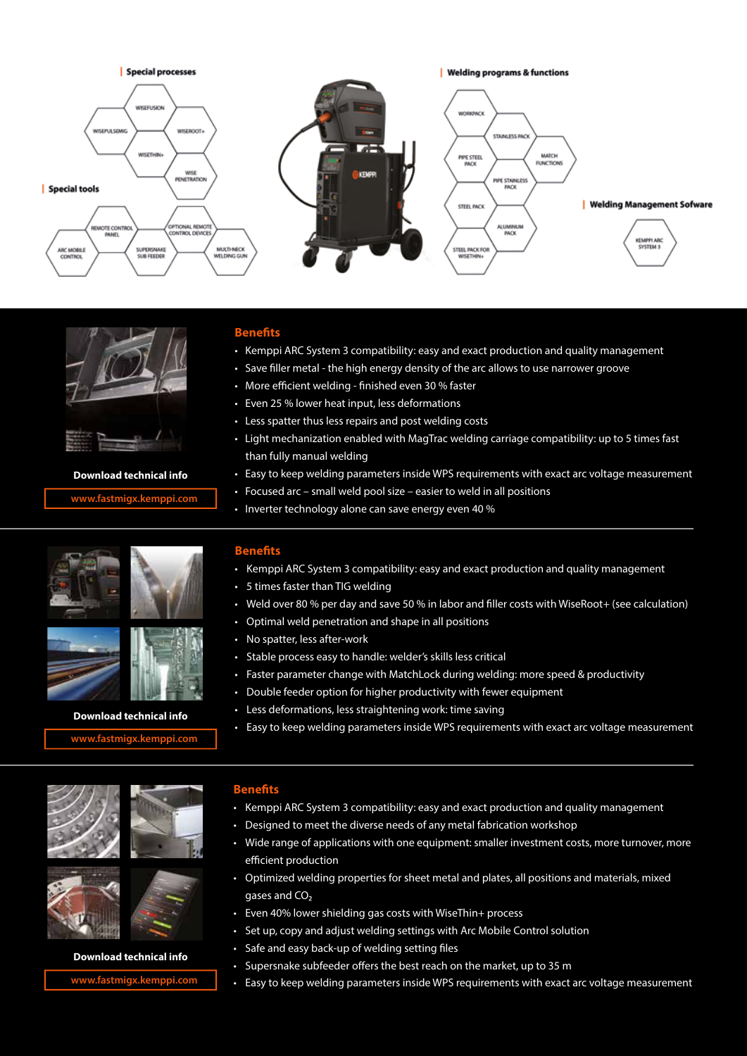## Special processes

WISEFUSION

WISEPULSEMIG

WISEROOT+

WISETHIN+

WISE PENETRATION

## Special tools

REMOTE CONTROL PANEL

OPTIONAL REMOTE CONTROL DEVICES

ARC MOBILE CONTROL

SUPERSNAKE SUB FEEDER

MULTI-NECK WELDING GUN

## Welding programs & functions

WORKPACK

STAINLESS PACK

PIPE STEEL PACK

MATCH FUNCTIONS

PIPE STAINLESS PACK

STEEL PACK

ALUMINUM PACK

STEEL PACK FOR WISETHIN+

## Welding Management Sofware

KEMPPI ARC SYSTEM 3

---

**Download technical info**

www.fastmigx.kemppi.com

### Benefits

- Kemppi ARC System 3 compatibility: easy and exact production and quality management
- Save filler metal - the high energy density of the arc allows to use narrower groove
- More efficient welding - finished even 30 % faster
- Even 25 % lower heat input, less deformations
- Less spatter thus less repairs and post welding costs
- Light mechanization enabled with MagTrac welding carriage compatibility: up to 5 times fast than fully manual welding
- Easy to keep welding parameters inside WPS requirements with exact arc voltage measurement
- Focused arc – small weld pool size – easier to weld in all positions
- Inverter technology alone can save energy even 40 %

---

**Download technical info**

www.fastmigx.kemppi.com

### Benefits

- Kemppi ARC System 3 compatibility: easy and exact production and quality management
- 5 times faster than TIG welding
- Weld over 80 % per day and save 50 % in labor and filler costs with WiseRoot+ (see calculation)
- Optimal weld penetration and shape in all positions
- No spatter, less after-work
- Stable process easy to handle: welder's skills less critical
- Faster parameter change with MatchLock during welding: more speed & productivity
- Double feeder option for higher productivity with fewer equipment
- Less deformations, less straightening work: time saving
- Easy to keep welding parameters inside WPS requirements with exact arc voltage measurement

---

**Download technical info**

www.fastmigx.kemppi.com

### Benefits

- Kemppi ARC System 3 compatibility: easy and exact production and quality management
- Designed to meet the diverse needs of any metal fabrication workshop
- Wide range of applications with one equipment: smaller investment costs, more turnover, more efficient production
- Optimized welding properties for sheet metal and plates, all positions and materials, mixed gases and $CO_2$
- Even 40% lower shielding gas costs with WiseThin+ process
- Set up, copy and adjust welding settings with Arc Mobile Control solution
- Safe and easy back-up of welding setting files
- Supersnake subfeeder offers the best reach on the market, up to 35 m
- Easy to keep welding parameters inside WPS requirements with exact arc voltage measurement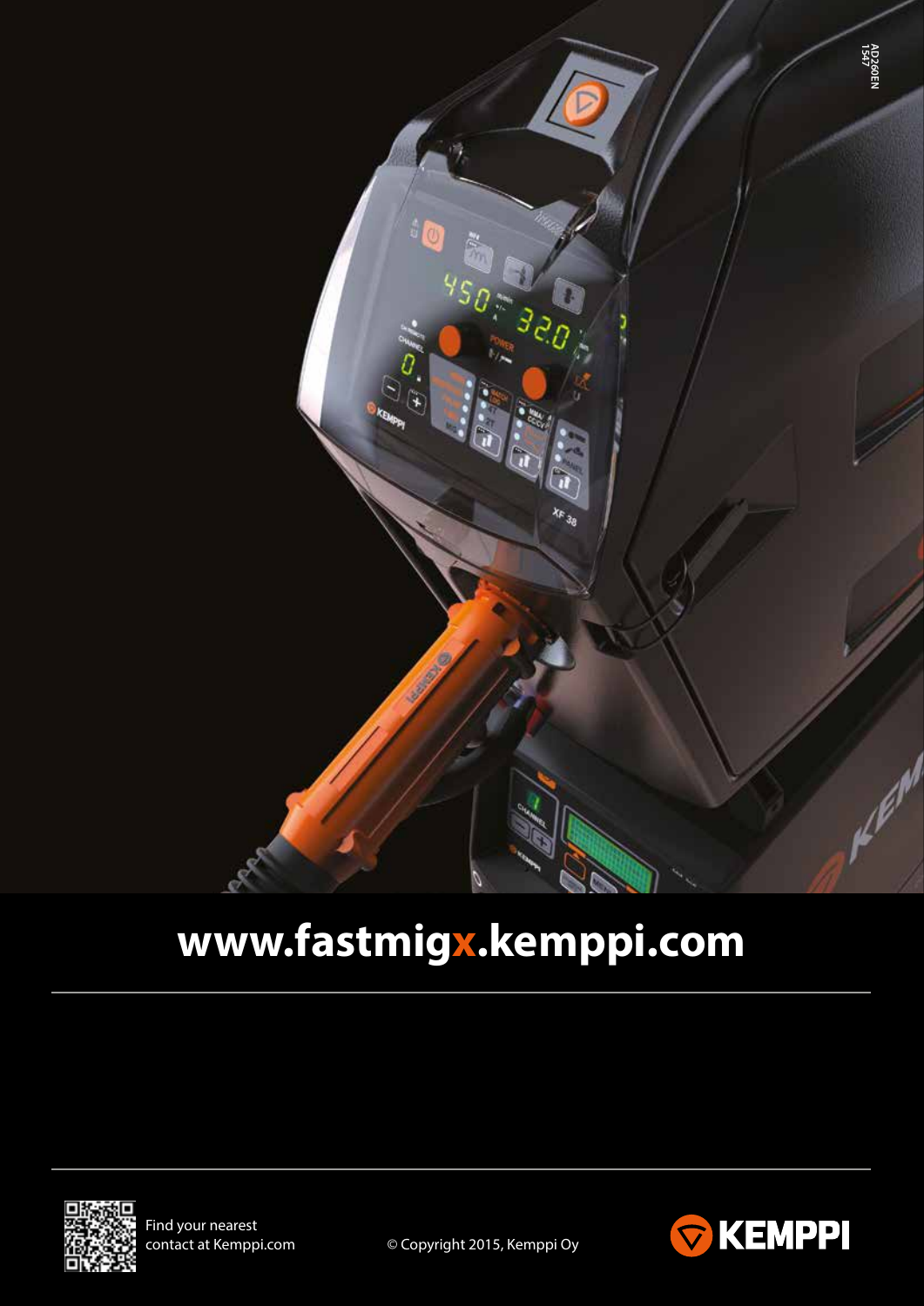AD260EN 1547

**www.fastmigx.kemppi.com**

Find your nearest contact at Kemppi.com

© Copyright 2015, Kemppi Oy

KEMPPI